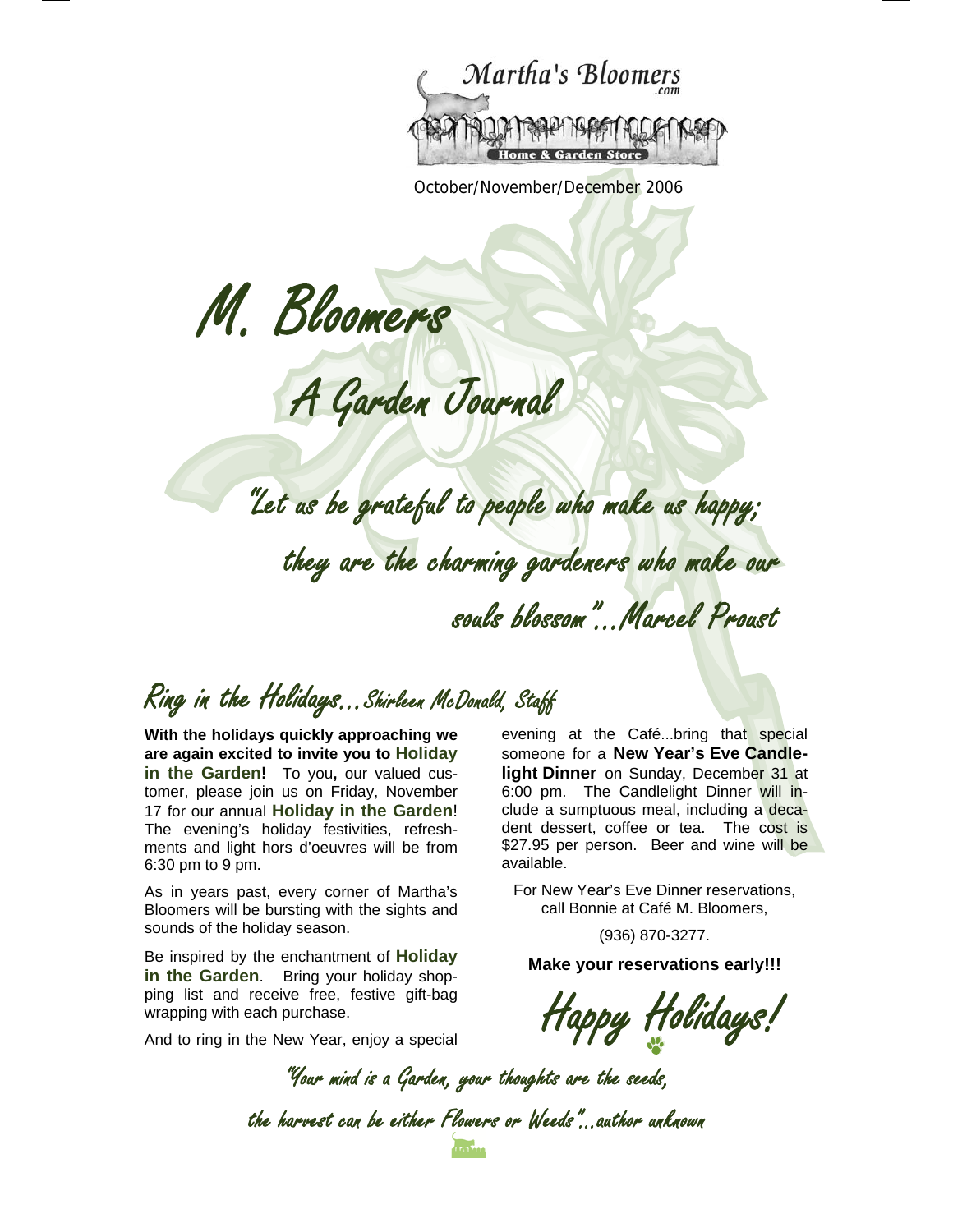Martha's Bloomers .com

Home & Garden Store

October/November/December 2006

# M. Bloomers

## A Garden Journal

*"Let us be grateful to people who make us happy; they are the charming gardeners who make our souls blossom"...Marcel Proust*

## Ring in the Holidays...Shirleen McDonald, Staff

**With the holidays quickly approaching we are again excited to invite you to Holiday in the Garden!** To you**,** our valued customer, please join us on Friday, November 17 for our annual **Holiday in the Garden**! The evening's holiday festivities, refreshments and light hors d'oeuvres will be from 6:30 pm to 9 pm.

As in years past, every corner of Martha's Bloomers will be bursting with the sights and sounds of the holiday season.

Be inspired by the enchantment of **Holiday in the Garden**. Bring your holiday shopping list and receive free, festive gift-bag wrapping with each purchase.

And to ring in the New Year, enjoy a special evening at the Café...bring that special someone for a **New Year's Eve Candlelight Dinner** on Sunday, December 31 at 6:00 pm. The Candlelight Dinner will include a sumptuous meal, including a decadent dessert, coffee or tea. The cost is $27.95 per person. Beer and wine will be available.

For New Year's Eve Dinner reservations, call Bonnie at Café M. Bloomers,

(936) 870-3277.

**Make your reservations early!!!**

*Happy Holidays!*

*"Your mind is a Garden, your thoughts are the seeds, the harvest can be either Flowers or Weeds"...author unknown*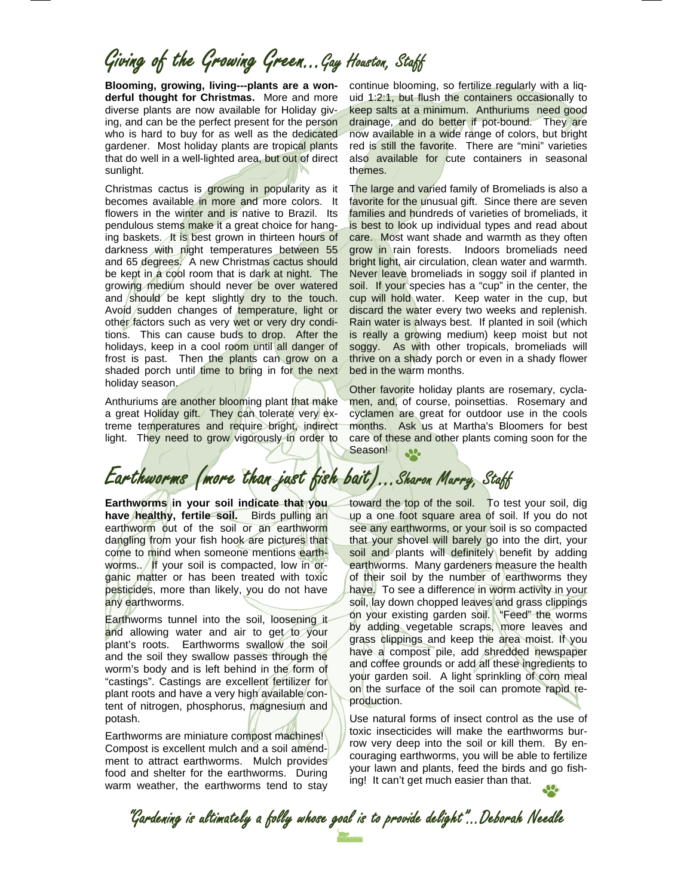# Giving of the Growing Green…Gay Houston, Staff

**Blooming, growing, living---plants are a wonderful thought for Christmas.** More and more diverse plants are now available for Holiday giving, and can be the perfect present for the person who is hard to buy for as well as the dedicated gardener. Most holiday plants are tropical plants that do well in a well-lighted area, but out of direct sunlight.

Christmas cactus is growing in popularity as it becomes available in more and more colors. It flowers in the winter and is native to Brazil. Its pendulous stems make it a great choice for hanging baskets. It is best grown in thirteen hours of darkness with night temperatures between 55 and 65 degrees. A new Christmas cactus should be kept in a cool room that is dark at night. The growing medium should never be over watered and should be kept slightly dry to the touch. Avoid sudden changes of temperature, light or other factors such as very wet or very dry conditions. This can cause buds to drop. After the holidays, keep in a cool room until all danger of frost is past. Then the plants can grow on a shaded porch until time to bring in for the next holiday season.

Anthuriums are another blooming plant that make a great Holiday gift. They can tolerate very extreme temperatures and require bright, indirect light. They need to grow vigorously in order to continue blooming, so fertilize regularly with a liquid 1:2:1, but flush the containers occasionally to keep salts at a minimum. Anthuriums need good drainage, and do better if pot-bound. They are now available in a wide range of colors, but bright red is still the favorite. There are "mini" varieties also available for cute containers in seasonal themes.

The large and varied family of Bromeliads is also a favorite for the unusual gift. Since there are seven families and hundreds of varieties of bromeliads, it is best to look up individual types and read about care. Most want shade and warmth as they often grow in rain forests. Indoors bromeliads need bright light, air circulation, clean water and warmth. Never leave bromeliads in soggy soil if planted in soil. If your species has a "cup" in the center, the cup will hold water. Keep water in the cup, but discard the water every two weeks and replenish. Rain water is always best. If planted in soil (which is really a growing medium) keep moist but not soggy. As with other tropicals, bromeliads will thrive on a shady porch or even in a shady flower bed in the warm months.

Other favorite holiday plants are rosemary, cyclamen, and, of course, poinsettias. Rosemary and cyclamen are great for outdoor use in the cools months. Ask us at Martha's Bloomers for best care of these and other plants coming soon for the Season!

# Earthworms (more than just fish bait)…Sharon Murry, Staff

**Earthworms in your soil indicate that you have healthy, fertile soil.** Birds pulling an earthworm out of the soil or an earthworm dangling from your fish hook are pictures that come to mind when someone mentions earthworms.. If your soil is compacted, low in organic matter or has been treated with toxic pesticides, more than likely, you do not have any earthworms.

Earthworms tunnel into the soil, loosening it and allowing water and air to get to your plant's roots. Earthworms swallow the soil and the soil they swallow passes through the worm's body and is left behind in the form of "castings". Castings are excellent fertilizer for plant roots and have a very high available content of nitrogen, phosphorus, magnesium and potash.

Earthworms are miniature compost machines! Compost is excellent mulch and a soil amendment to attract earthworms. Mulch provides food and shelter for the earthworms. During warm weather, the earthworms tend to stay toward the top of the soil. To test your soil, dig up a one foot square area of soil. If you do not see any earthworms, or your soil is so compacted that your shovel will barely go into the dirt, your soil and plants will definitely benefit by adding earthworms. Many gardeners measure the health of their soil by the number of earthworms they have. To see a difference in worm activity in your soil, lay down chopped leaves and grass clippings on your existing garden soil. "Feed" the worms by adding vegetable scraps, more leaves and grass clippings and keep the area moist. If you have a compost pile, add shredded newspaper and coffee grounds or add all these ingredients to your garden soil. A light sprinkling of corn meal on the surface of the soil can promote rapid reproduction.

Use natural forms of insect control as the use of toxic insecticides will make the earthworms burrow very deep into the soil or kill them. By encouraging earthworms, you will be able to fertilize your lawn and plants, feed the birds and go fishing! It can't get much easier than that.

*"Gardening is ultimately a folly whose goal is to provide delight"…Deborah Needle*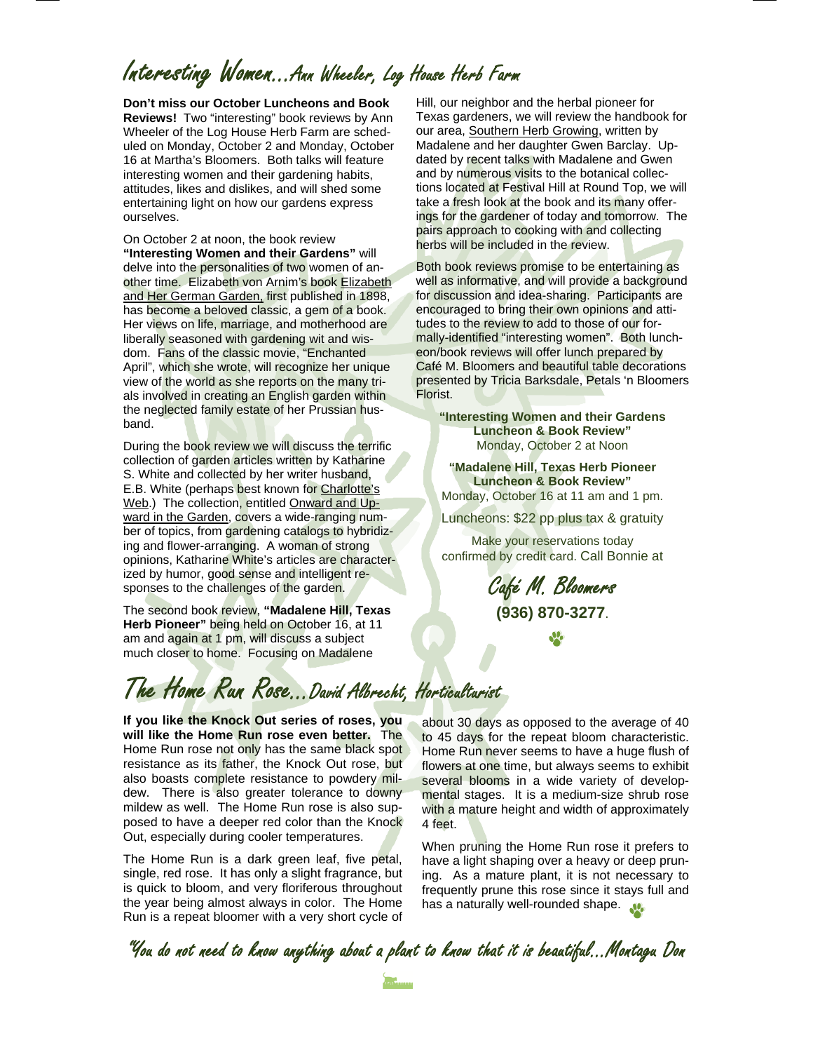# Interesting Women...Ann Wheeler, Log House Herb Farm

**Don't miss our October Luncheons and Book Reviews!** Two "interesting" book reviews by Ann Wheeler of the Log House Herb Farm are scheduled on Monday, October 2 and Monday, October 16 at Martha's Bloomers. Both talks will feature interesting women and their gardening habits, attitudes, likes and dislikes, and will shed some entertaining light on how our gardens express ourselves.

On October 2 at noon, the book review **"Interesting Women and their Gardens"** will delve into the personalities of two women of another time. Elizabeth von Arnim's book Elizabeth and Her German Garden, first published in 1898, has become a beloved classic, a gem of a book. Her views on life, marriage, and motherhood are liberally seasoned with gardening wit and wisdom. Fans of the classic movie, "Enchanted April", which she wrote, will recognize her unique view of the world as she reports on the many trials involved in creating an English garden within the neglected family estate of her Prussian husband.

During the book review we will discuss the terrific collection of garden articles written by Katharine S. White and collected by her writer husband, E.B. White (perhaps best known for Charlotte's Web.) The collection, entitled Onward and Upward in the Garden, covers a wide-ranging number of topics, from gardening catalogs to hybridizing and flower-arranging. A woman of strong opinions, Katharine White's articles are characterized by humor, good sense and intelligent responses to the challenges of the garden.

The second book review, **"Madalene Hill, Texas Herb Pioneer"** being held on October 16, at 11 am and again at 1 pm, will discuss a subject much closer to home. Focusing on Madalene Hill, our neighbor and the herbal pioneer for Texas gardeners, we will review the handbook for our area, Southern Herb Growing, written by Madalene and her daughter Gwen Barclay. Updated by recent talks with Madalene and Gwen and by numerous visits to the botanical collections located at Festival Hill at Round Top, we will take a fresh look at the book and its many offerings for the gardener of today and tomorrow. The pairs approach to cooking with and collecting herbs will be included in the review.

Both book reviews promise to be entertaining as well as informative, and will provide a background for discussion and idea-sharing. Participants are encouraged to bring their own opinions and attitudes to the review to add to those of our formally-identified "interesting women". Both luncheon/book reviews will offer lunch prepared by Café M. Bloomers and beautiful table decorations presented by Tricia Barksdale, Petals 'n Bloomers Florist.

**"Interesting Women and their Gardens Luncheon & Book Review"**
Monday, October 2 at Noon

**"Madalene Hill, Texas Herb Pioneer Luncheon & Book Review"**
Monday, October 16 at 11 am and 1 pm.

Luncheons: $22 pp plus tax & gratuity

Make your reservations today confirmed by credit card. Call Bonnie at

Café M. Bloomers
**(936) 870-3277**.

# The Home Run Rose...David Albrecht, Horticulturist

**If you like the Knock Out series of roses, you will like the Home Run rose even better.** The Home Run rose not only has the same black spot resistance as its father, the Knock Out rose, but also boasts complete resistance to powdery mildew. There is also greater tolerance to downy mildew as well. The Home Run rose is also supposed to have a deeper red color than the Knock Out, especially during cooler temperatures.

The Home Run is a dark green leaf, five petal, single, red rose. It has only a slight fragrance, but is quick to bloom, and very floriferous throughout the year being almost always in color. The Home Run is a repeat bloomer with a very short cycle of about 30 days as opposed to the average of 40 to 45 days for the repeat bloom characteristic. Home Run never seems to have a huge flush of flowers at one time, but always seems to exhibit several blooms in a wide variety of developmental stages. It is a medium-size shrub rose with a mature height and width of approximately 4 feet.

When pruning the Home Run rose it prefers to have a light shaping over a heavy or deep pruning. As a mature plant, it is not necessary to frequently prune this rose since it stays full and has a naturally well-rounded shape.

"You do not need to know anything about a plant to know that it is beautiful...Montagu Don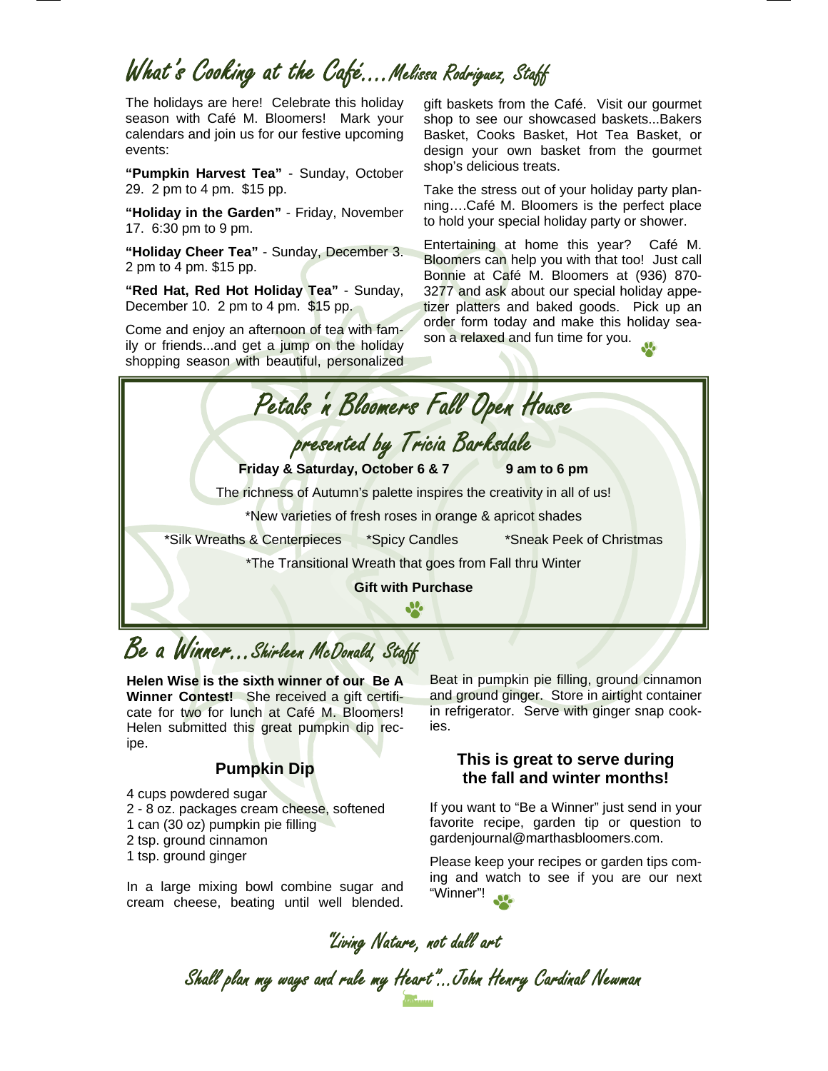## What's Cooking at the Café….Melissa Rodriguez, Staff

The holidays are here! Celebrate this holiday season with Café M. Bloomers! Mark your calendars and join us for our festive upcoming events:

**"Pumpkin Harvest Tea"** - Sunday, October 29. 2 pm to 4 pm. $15 pp.

**"Holiday in the Garden"** - Friday, November 17. 6:30 pm to 9 pm.

**"Holiday Cheer Tea"** - Sunday, December 3. 2 pm to 4 pm. $15 pp.

**"Red Hat, Red Hot Holiday Tea"** - Sunday, December 10. 2 pm to 4 pm. $15 pp.

Come and enjoy an afternoon of tea with family or friends...and get a jump on the holiday shopping season with beautiful, personalized gift baskets from the Café. Visit our gourmet shop to see our showcased baskets...Bakers Basket, Cooks Basket, Hot Tea Basket, or design your own basket from the gourmet shop's delicious treats.

Take the stress out of your holiday party planning….Café M. Bloomers is the perfect place to hold your special holiday party or shower.

Entertaining at home this year? Café M. Bloomers can help you with that too! Just call Bonnie at Café M. Bloomers at (936) 870-3277 and ask about our special holiday appetizer platters and baked goods. Pick up an order form today and make this holiday season a relaxed and fun time for you.

## Petals 'n Bloomers Fall Open House

### presented by Tricia Barksdale

**Friday & Saturday, October 6 & 7** **9 am to 6 pm**

The richness of Autumn's palette inspires the creativity in all of us!

*New varieties of fresh roses in orange & apricot shades

*Silk Wreaths & Centerpieces *Spicy Candles *Sneak Peek of Christmas

*The Transitional Wreath that goes from Fall thru Winter

**Gift with Purchase**

## Be a Winner…Shirleen McDonald, Staff

**Helen Wise is the sixth winner of our Be A Winner Contest!** She received a gift certificate for two for lunch at Café M. Bloomers! Helen submitted this great pumpkin dip recipe.

### Pumpkin Dip

4 cups powdered sugar
2 - 8 oz. packages cream cheese, softened
1 can (30 oz) pumpkin pie filling
2 tsp. ground cinnamon
1 tsp. ground ginger

In a large mixing bowl combine sugar and cream cheese, beating until well blended. Beat in pumpkin pie filling, ground cinnamon and ground ginger. Store in airtight container in refrigerator. Serve with ginger snap cookies.

### This is great to serve during the fall and winter months!

If you want to "Be a Winner" just send in your favorite recipe, garden tip or question to gardenjournal@marthasbloomers.com.

Please keep your recipes or garden tips coming and watch to see if you are our next "Winner"!

*"Living Nature, not dull art*
*Shall plan my ways and rule my Heart"...John Henry Cardinal Newman*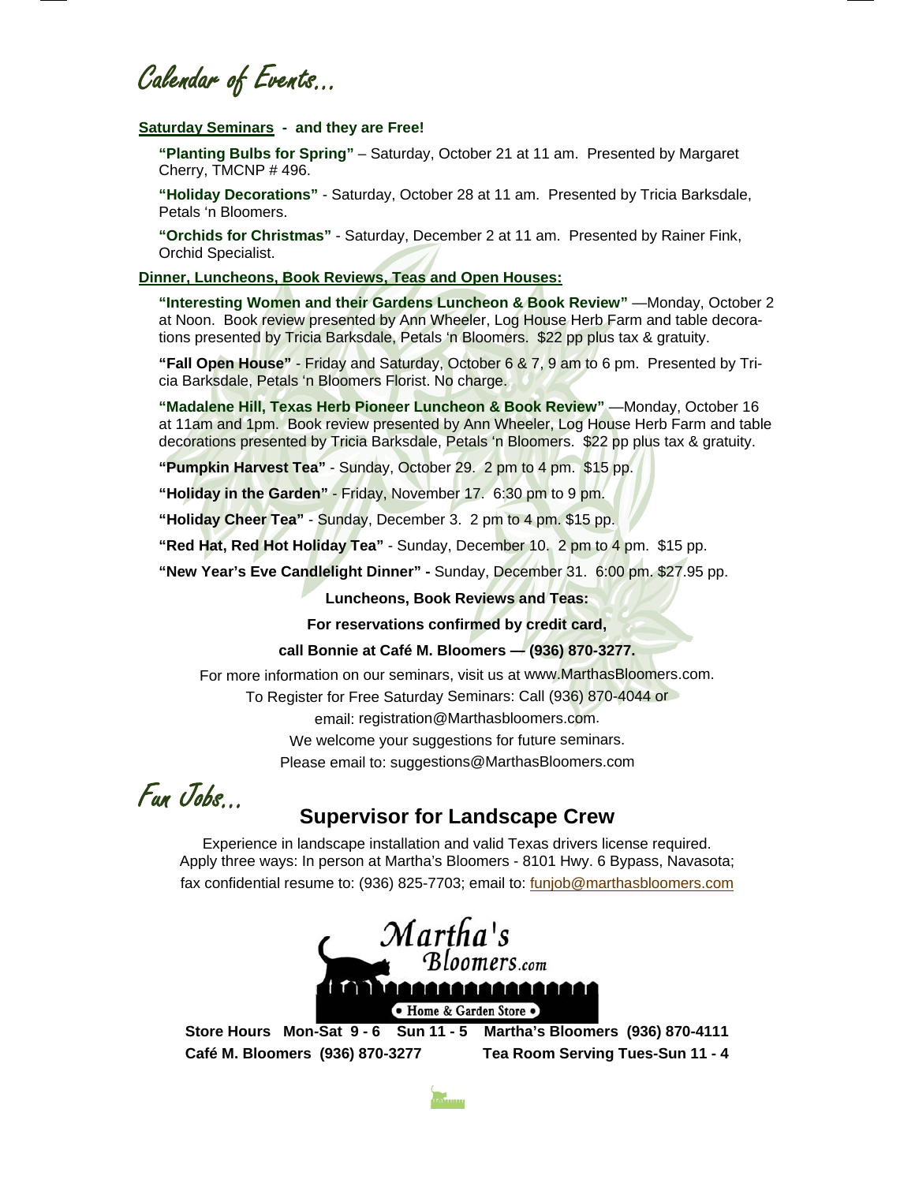# Calendar of Events...

**Saturday Seminars - and they are Free!**

**"Planting Bulbs for Spring"** – Saturday, October 21 at 11 am. Presented by Margaret Cherry, TMCNP # 496.

**"Holiday Decorations"** - Saturday, October 28 at 11 am. Presented by Tricia Barksdale, Petals 'n Bloomers.

**"Orchids for Christmas"** - Saturday, December 2 at 11 am. Presented by Rainer Fink, Orchid Specialist.

**Dinner, Luncheons, Book Reviews, Teas and Open Houses:**

**"Interesting Women and their Gardens Luncheon & Book Review"** —Monday, October 2 at Noon. Book review presented by Ann Wheeler, Log House Herb Farm and table decorations presented by Tricia Barksdale, Petals 'n Bloomers. $22 pp plus tax & gratuity.

**"Fall Open House"** - Friday and Saturday, October 6 & 7, 9 am to 6 pm. Presented by Tricia Barksdale, Petals 'n Bloomers Florist. No charge.

**"Madalene Hill, Texas Herb Pioneer Luncheon & Book Review"** —Monday, October 16 at 11am and 1pm. Book review presented by Ann Wheeler, Log House Herb Farm and table decorations presented by Tricia Barksdale, Petals 'n Bloomers. $22 pp plus tax & gratuity.

**"Pumpkin Harvest Tea"** - Sunday, October 29. 2 pm to 4 pm. $15 pp.

**"Holiday in the Garden"** - Friday, November 17. 6:30 pm to 9 pm.

**"Holiday Cheer Tea"** - Sunday, December 3. 2 pm to 4 pm. $15 pp.

**"Red Hat, Red Hot Holiday Tea"** - Sunday, December 10. 2 pm to 4 pm. $15 pp.

**"New Year's Eve Candlelight Dinner" -** Sunday, December 31. 6:00 pm. $27.95 pp.

**Luncheons, Book Reviews and Teas:**

**For reservations confirmed by credit card,**

**call Bonnie at Café M. Bloomers — (936) 870-3277.**

For more information on our seminars, visit us at www.MarthasBloomers.com.

To Register for Free Saturday Seminars: Call (936) 870-4044 or

email: registration@Marthasbloomers.com.

We welcome your suggestions for future seminars.

Please email to: suggestions@MarthasBloomers.com

# Fun Jobs...

## Supervisor for Landscape Crew

Experience in landscape installation and valid Texas drivers license required.
Apply three ways: In person at Martha's Bloomers - 8101 Hwy. 6 Bypass, Navasota; fax confidential resume to: (936) 825-7703; email to: funjob@marthasbloomers.com

Martha's Bloomers.com
• Home & Garden Store •

**Store Hours Mon-Sat 9 - 6 Sun 11 - 5 Martha's Bloomers (936) 870-4111**
**Café M. Bloomers (936) 870-3277 Tea Room Serving Tues-Sun 11 - 4**